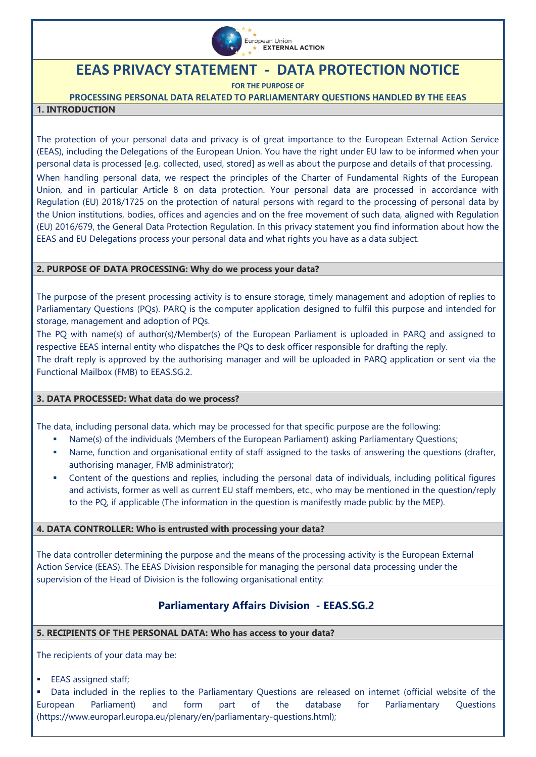European Union EXTERNAL ACTION

# EEAS PRIVACY STATEMENT - DATA PROTECTION NOTICE

**FOR THE PURPOSE OF**

**PROCESSING PERSONAL DATA RELATED TO PARLIAMENTARY QUESTIONS HANDLED BY THE EEAS**

## 1. INTRODUCTION

The protection of your personal data and privacy is of great importance to the European External Action Service (EEAS), including the Delegations of the European Union. You have the right under EU law to be informed when your personal data is processed [e.g. collected, used, stored] as well as about the purpose and details of that processing.

When handling personal data, we respect the principles of the Charter of Fundamental Rights of the European Union, and in particular Article 8 on data protection. Your personal data are processed in accordance with Regulation (EU) 2018/1725 on the protection of natural persons with regard to the processing of personal data by the Union institutions, bodies, offices and agencies and on the free movement of such data, aligned with Regulation (EU) 2016/679, the General Data Protection Regulation. In this privacy statement you find information about how the EEAS and EU Delegations process your personal data and what rights you have as a data subject.

## 2. PURPOSE OF DATA PROCESSING: Why do we process your data?

The purpose of the present processing activity is to ensure storage, timely management and adoption of replies to Parliamentary Questions (PQs). PARQ is the computer application designed to fulfil this purpose and intended for storage, management and adoption of PQs.

The PQ with name(s) of author(s)/Member(s) of the European Parliament is uploaded in PARQ and assigned to respective EEAS internal entity who dispatches the PQs to desk officer responsible for drafting the reply.

The draft reply is approved by the authorising manager and will be uploaded in PARQ application or sent via the Functional Mailbox (FMB) to EEAS.SG.2.

## 3. DATA PROCESSED: What data do we process?

The data, including personal data, which may be processed for that specific purpose are the following:

- Name(s) of the individuals (Members of the European Parliament) asking Parliamentary Questions;
- Name, function and organisational entity of staff assigned to the tasks of answering the questions (drafter, authorising manager, FMB administrator);
- Content of the questions and replies, including the personal data of individuals, including political figures and activists, former as well as current EU staff members, etc., who may be mentioned in the question/reply to the PQ, if applicable (The information in the question is manifestly made public by the MEP).

## 4. DATA CONTROLLER: Who is entrusted with processing your data?

The data controller determining the purpose and the means of the processing activity is the European External Action Service (EEAS). The EEAS Division responsible for managing the personal data processing under the supervision of the Head of Division is the following organisational entity:

**Parliamentary Affairs Division - EEAS.SG.2**

## 5. RECIPIENTS OF THE PERSONAL DATA: Who has access to your data?

The recipients of your data may be:

- EEAS assigned staff;
- Data included in the replies to the Parliamentary Questions are released on internet (official website of the European Parliament) and form part of the database for Parliamentary Questions (https://www.europarl.europa.eu/plenary/en/parliamentary-questions.html);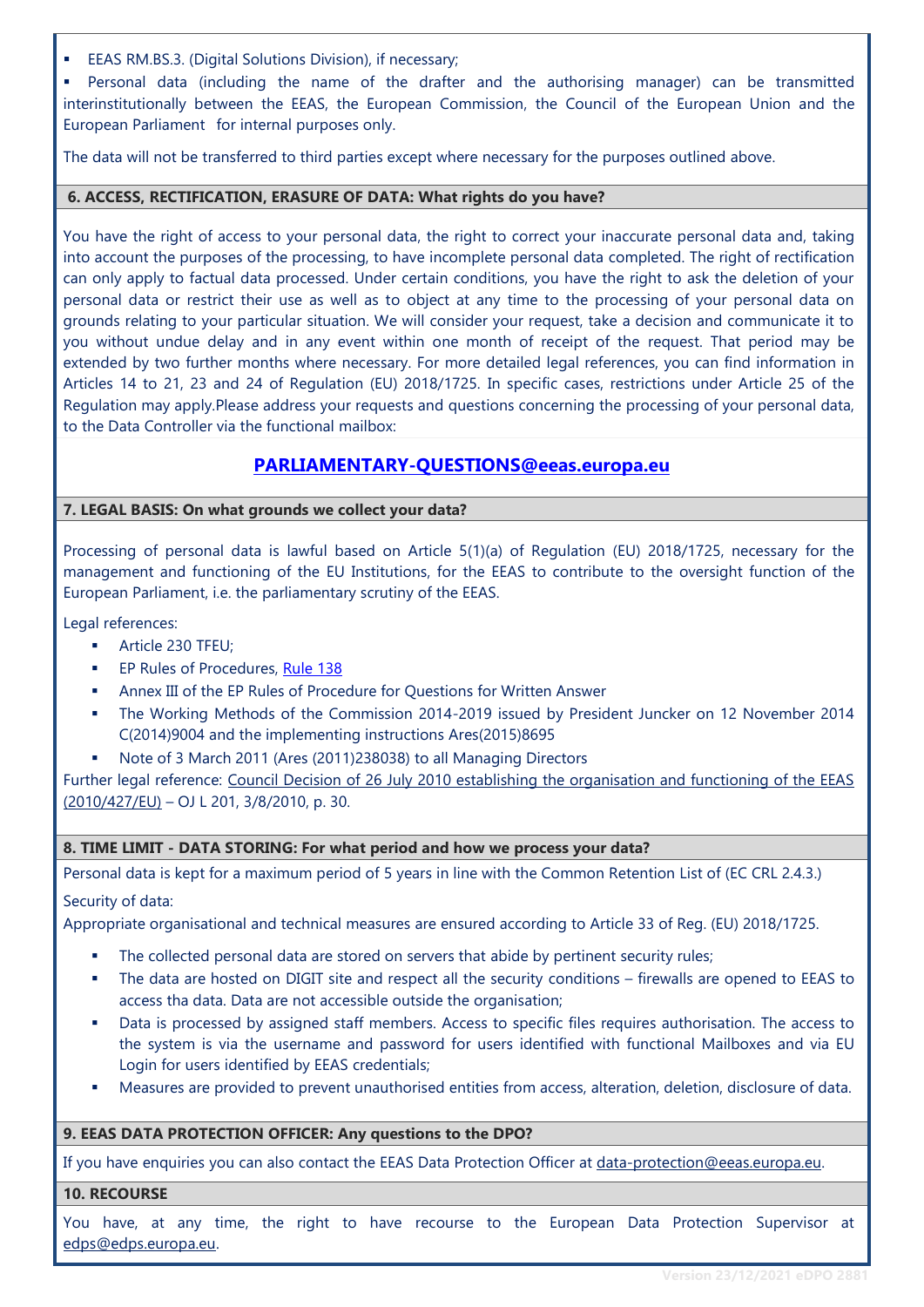- EEAS RM.BS.3. (Digital Solutions Division), if necessary;
- Personal data (including the name of the drafter and the authorising manager) can be transmitted interinstitutionally between the EEAS, the European Commission, the Council of the European Union and the European Parliament for internal purposes only.

The data will not be transferred to third parties except where necessary for the purposes outlined above.

**6. ACCESS, RECTIFICATION, ERASURE OF DATA: What rights do you have?**

You have the right of access to your personal data, the right to correct your inaccurate personal data and, taking into account the purposes of the processing, to have incomplete personal data completed. The right of rectification can only apply to factual data processed. Under certain conditions, you have the right to ask the deletion of your personal data or restrict their use as well as to object at any time to the processing of your personal data on grounds relating to your particular situation. We will consider your request, take a decision and communicate it to you without undue delay and in any event within one month of receipt of the request. That period may be extended by two further months where necessary. For more detailed legal references, you can find information in Articles 14 to 21, 23 and 24 of Regulation (EU) 2018/1725. In specific cases, restrictions under Article 25 of the Regulation may apply.Please address your requests and questions concerning the processing of your personal data, to the Data Controller via the functional mailbox:

**PARLIAMENTARY-QUESTIONS@eeas.europa.eu**

**7. LEGAL BASIS: On what grounds we collect your data?**

Processing of personal data is lawful based on Article 5(1)(a) of Regulation (EU) 2018/1725, necessary for the management and functioning of the EU Institutions, for the EEAS to contribute to the oversight function of the European Parliament, i.e. the parliamentary scrutiny of the EEAS.

Legal references:

- Article 230 TFEU;
- EP Rules of Procedures, Rule 138
- Annex III of the EP Rules of Procedure for Questions for Written Answer
- The Working Methods of the Commission 2014-2019 issued by President Juncker on 12 November 2014 C(2014)9004 and the implementing instructions Ares(2015)8695
- Note of 3 March 2011 (Ares (2011)238038) to all Managing Directors

Further legal reference: Council Decision of 26 July 2010 establishing the organisation and functioning of the EEAS (2010/427/EU) – OJ L 201, 3/8/2010, p. 30.

**8. TIME LIMIT - DATA STORING: For what period and how we process your data?**

Personal data is kept for a maximum period of 5 years in line with the Common Retention List of (EC CRL 2.4.3.)

Security of data:

Appropriate organisational and technical measures are ensured according to Article 33 of Reg. (EU) 2018/1725.

- The collected personal data are stored on servers that abide by pertinent security rules;
- The data are hosted on DIGIT site and respect all the security conditions – firewalls are opened to EEAS to access tha data. Data are not accessible outside the organisation;
- Data is processed by assigned staff members. Access to specific files requires authorisation. The access to the system is via the username and password for users identified with functional Mailboxes and via EU Login for users identified by EEAS credentials;
- Measures are provided to prevent unauthorised entities from access, alteration, deletion, disclosure of data.

**9. EEAS DATA PROTECTION OFFICER: Any questions to the DPO?**

If you have enquiries you can also contact the EEAS Data Protection Officer at data-protection@eeas.europa.eu.

**10. RECOURSE**

You have, at any time, the right to have recourse to the European Data Protection Supervisor at edps@edps.europa.eu.

Version 23/12/2021 eDPO 2881